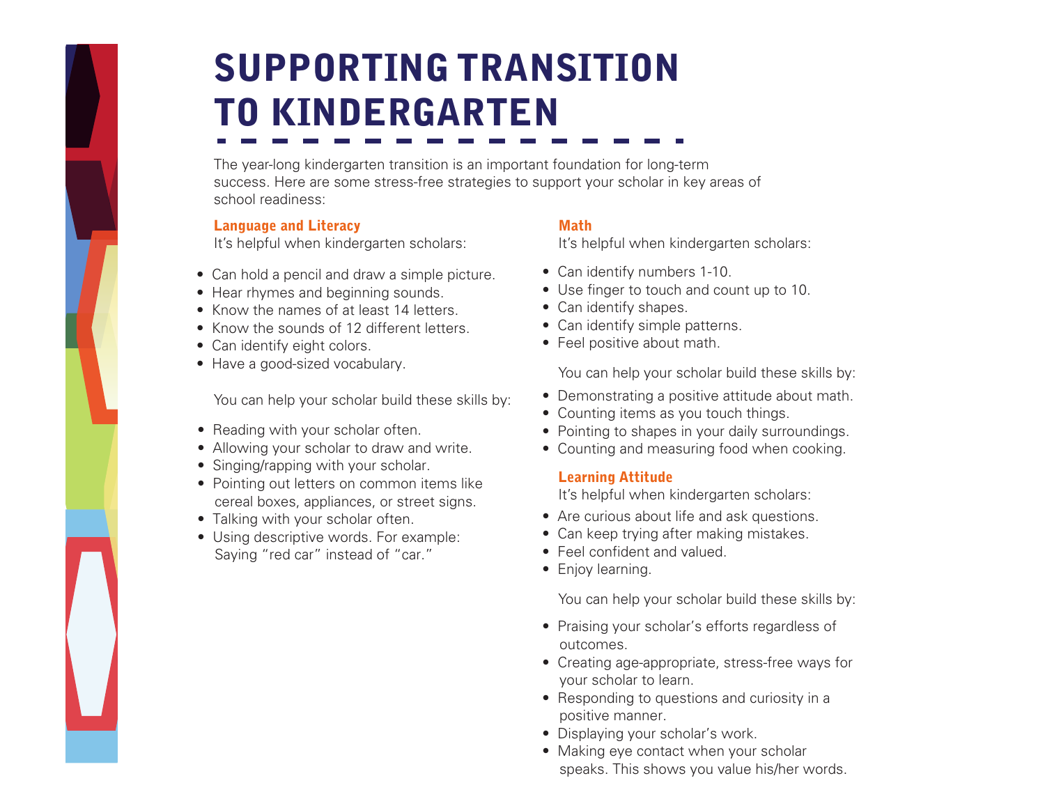# SUPPORTING TRANSITION TO KINDERGARTEN

The year-long kindergarten transition is an important foundation for long-term success. Here are some stress-free strategies to support your scholar in key areas of school readiness:

## Language and Literacy

It's helpful when kindergarten scholars:

- Can hold a pencil and draw a simple picture.
- Hear rhymes and beginning sounds.
- Know the names of at least 14 letters.
- Know the sounds of 12 different letters.
- Can identify eight colors.
- Have a good-sized vocabulary.

You can help your scholar build these skills by:

- Reading with your scholar often.
- Allowing your scholar to draw and write.
- Singing/rapping with your scholar.
- Pointing out letters on common items like cereal boxes, appliances, or street signs.
- Talking with your scholar often.
- Using descriptive words. For example: Saying "red car" instead of "car."

## Math

It's helpful when kindergarten scholars:

- Can identify numbers 1-10.
- Use finger to touch and count up to 10.
- Can identify shapes.
- Can identify simple patterns.
- Feel positive about math.

You can help your scholar build these skills by:

- Demonstrating a positive attitude about math.
- Counting items as you touch things.
- Pointing to shapes in your daily surroundings.
- Counting and measuring food when cooking.

## Learning Attitude

It's helpful when kindergarten scholars:

- Are curious about life and ask questions.
- Can keep trying after making mistakes.
- Feel confident and valued.
- Enjoy learning.

You can help your scholar build these skills by:

- Praising your scholar's efforts regardless of outcomes.
- Creating age-appropriate, stress-free ways for your scholar to learn.
- Responding to questions and curiosity in a positive manner.
- Displaying your scholar's work.
- Making eye contact when your scholar speaks. This shows you value his/her words.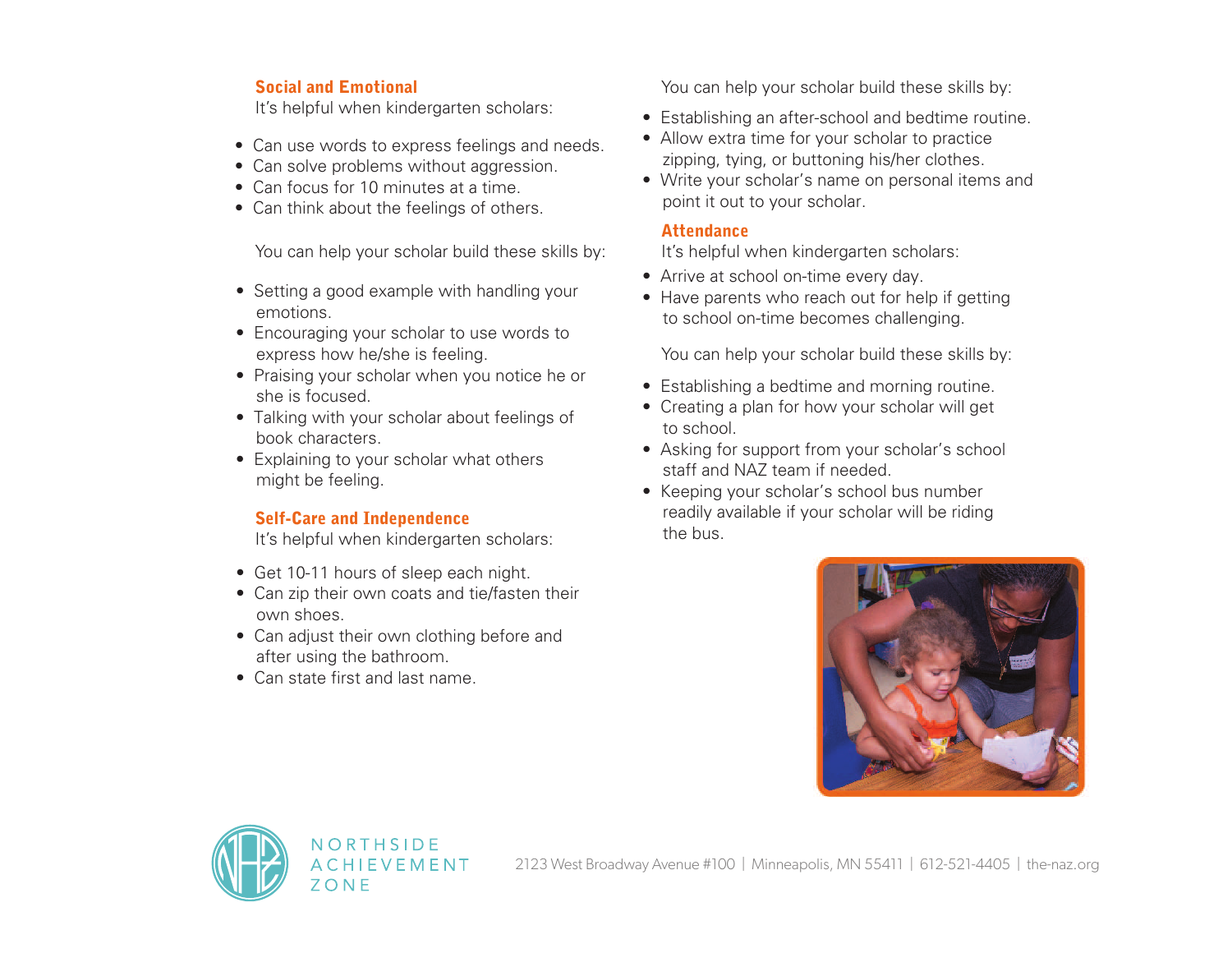### Social and Emotional

It's helpful when kindergarten scholars:

- Can use words to express feelings and needs.
- Can solve problems without aggression.
- Can focus for 10 minutes at a time.
- Can think about the feelings of others.

You can help your scholar build these skills by:

- Setting a good example with handling your emotions.
- Encouraging your scholar to use words to express how he/she is feeling.
- Praising your scholar when you notice he or she is focused.
- Talking with your scholar about feelings of book characters.
- Explaining to your scholar what others might be feeling.

### Self-Care and Independence

It's helpful when kindergarten scholars:

- Get 10-11 hours of sleep each night.
- Can zip their own coats and tie/fasten their own shoes.
- Can adjust their own clothing before and after using the bathroom.
- Can state first and last name.

You can help your scholar build these skills by:

- Establishing an after-school and bedtime routine.
- Allow extra time for your scholar to practice zipping, tying, or buttoning his/her clothes.
- Write your scholar's name on personal items and point it out to your scholar.

### Attendance

It's helpful when kindergarten scholars:

- Arrive at school on-time every day.
- Have parents who reach out for help if getting to school on-time becomes challenging.

You can help your scholar build these skills by:

- Establishing a bedtime and morning routine.
- Creating a plan for how your scholar will get to school.
- Asking for support from your scholar's school staff and NAZ team if needed.
- Keeping your scholar's school bus number readily available if your scholar will be riding the bus.

NORTHSIDE ACHIEVEMENT ZONE

2123 West Broadway Avenue #100 | Minneapolis, MN 55411 | 612-521-4405 | the-naz.org